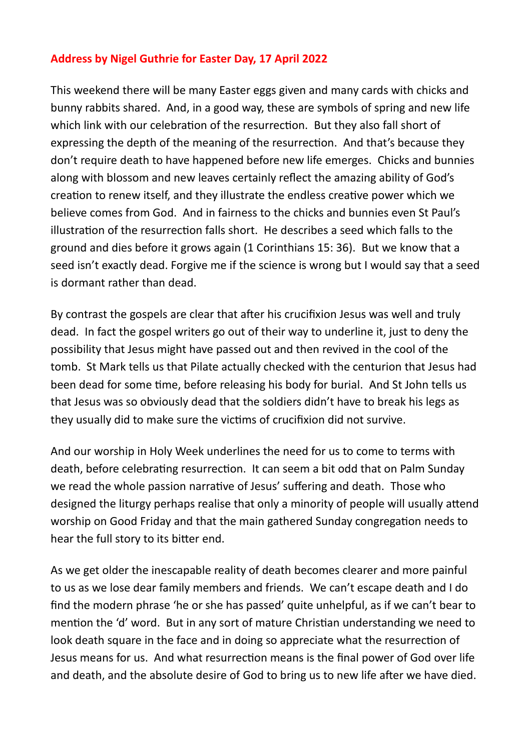**Address by Nigel Guthrie for Easter Day, 17 April 2022**

This weekend there will be many Easter eggs given and many cards with chicks and bunny rabbits shared. And, in a good way, these are symbols of spring and new life which link with our celebration of the resurrection. But they also fall short of expressing the depth of the meaning of the resurrection. And that's because they don't require death to have happened before new life emerges. Chicks and bunnies along with blossom and new leaves certainly reflect the amazing ability of God's creation to renew itself, and they illustrate the endless creative power which we believe comes from God. And in fairness to the chicks and bunnies even St Paul's illustration of the resurrection falls short. He describes a seed which falls to the ground and dies before it grows again (1 Corinthians 15: 36). But we know that a seed isn't exactly dead. Forgive me if the science is wrong but I would say that a seed is dormant rather than dead.

By contrast the gospels are clear that after his crucifixion Jesus was well and truly dead. In fact the gospel writers go out of their way to underline it, just to deny the possibility that Jesus might have passed out and then revived in the cool of the tomb. St Mark tells us that Pilate actually checked with the centurion that Jesus had been dead for some time, before releasing his body for burial. And St John tells us that Jesus was so obviously dead that the soldiers didn't have to break his legs as they usually did to make sure the victims of crucifixion did not survive.

And our worship in Holy Week underlines the need for us to come to terms with death, before celebrating resurrection. It can seem a bit odd that on Palm Sunday we read the whole passion narrative of Jesus' suffering and death. Those who designed the liturgy perhaps realise that only a minority of people will usually attend worship on Good Friday and that the main gathered Sunday congregation needs to hear the full story to its bitter end.

As we get older the inescapable reality of death becomes clearer and more painful to us as we lose dear family members and friends. We can't escape death and I do find the modern phrase 'he or she has passed' quite unhelpful, as if we can't bear to mention the 'd' word. But in any sort of mature Christian understanding we need to look death square in the face and in doing so appreciate what the resurrection of Jesus means for us. And what resurrection means is the final power of God over life and death, and the absolute desire of God to bring us to new life after we have died.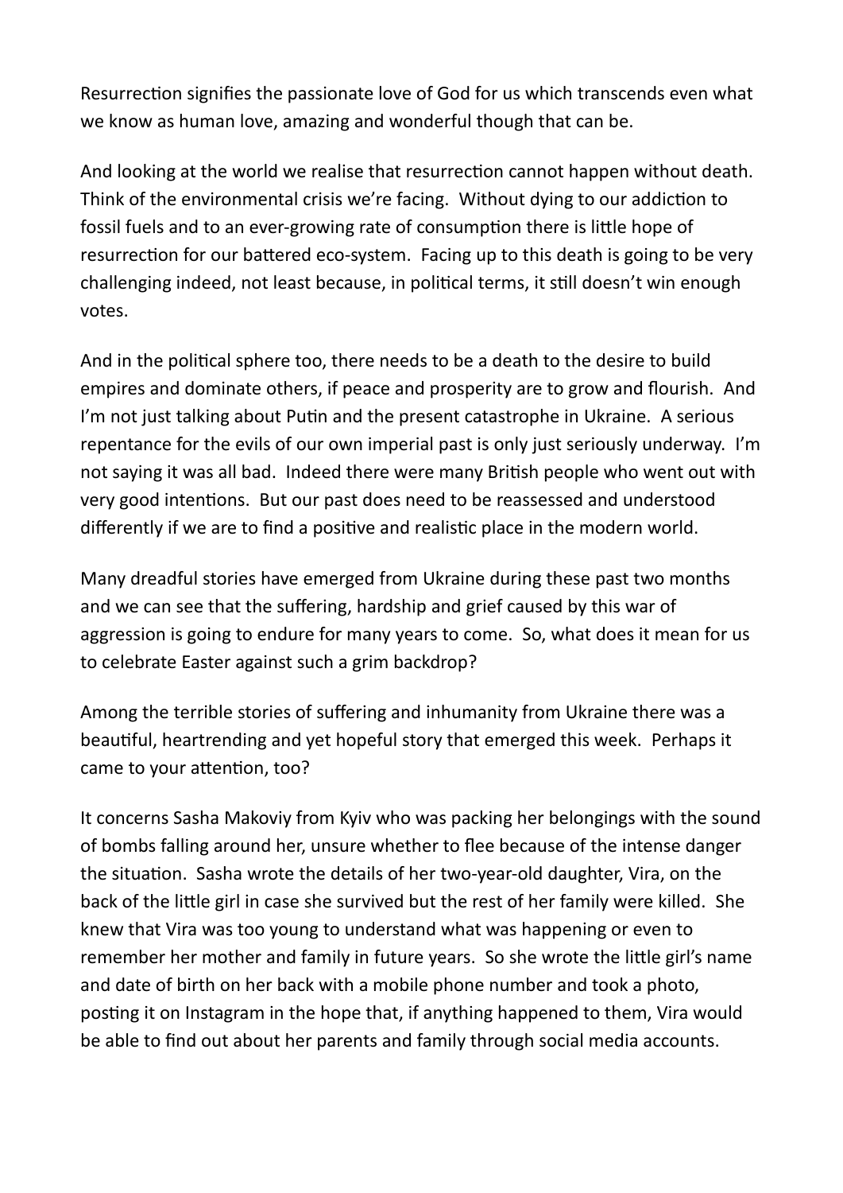Resurrection signifies the passionate love of God for us which transcends even what we know as human love, amazing and wonderful though that can be.

And looking at the world we realise that resurrection cannot happen without death. Think of the environmental crisis we're facing. Without dying to our addiction to fossil fuels and to an ever-growing rate of consumption there is little hope of resurrection for our battered eco-system. Facing up to this death is going to be very challenging indeed, not least because, in political terms, it still doesn't win enough votes.

And in the political sphere too, there needs to be a death to the desire to build empires and dominate others, if peace and prosperity are to grow and flourish. And I'm not just talking about Putin and the present catastrophe in Ukraine. A serious repentance for the evils of our own imperial past is only just seriously underway. I'm not saying it was all bad. Indeed there were many British people who went out with very good intentions. But our past does need to be reassessed and understood differently if we are to find a positive and realistic place in the modern world.

Many dreadful stories have emerged from Ukraine during these past two months and we can see that the suffering, hardship and grief caused by this war of aggression is going to endure for many years to come. So, what does it mean for us to celebrate Easter against such a grim backdrop?

Among the terrible stories of suffering and inhumanity from Ukraine there was a beautiful, heartrending and yet hopeful story that emerged this week. Perhaps it came to your attention, too?

It concerns Sasha Makoviy from Kyiv who was packing her belongings with the sound of bombs falling around her, unsure whether to flee because of the intense danger the situation. Sasha wrote the details of her two-year-old daughter, Vira, on the back of the little girl in case she survived but the rest of her family were killed. She knew that Vira was too young to understand what was happening or even to remember her mother and family in future years. So she wrote the little girl's name and date of birth on her back with a mobile phone number and took a photo, posting it on Instagram in the hope that, if anything happened to them, Vira would be able to find out about her parents and family through social media accounts.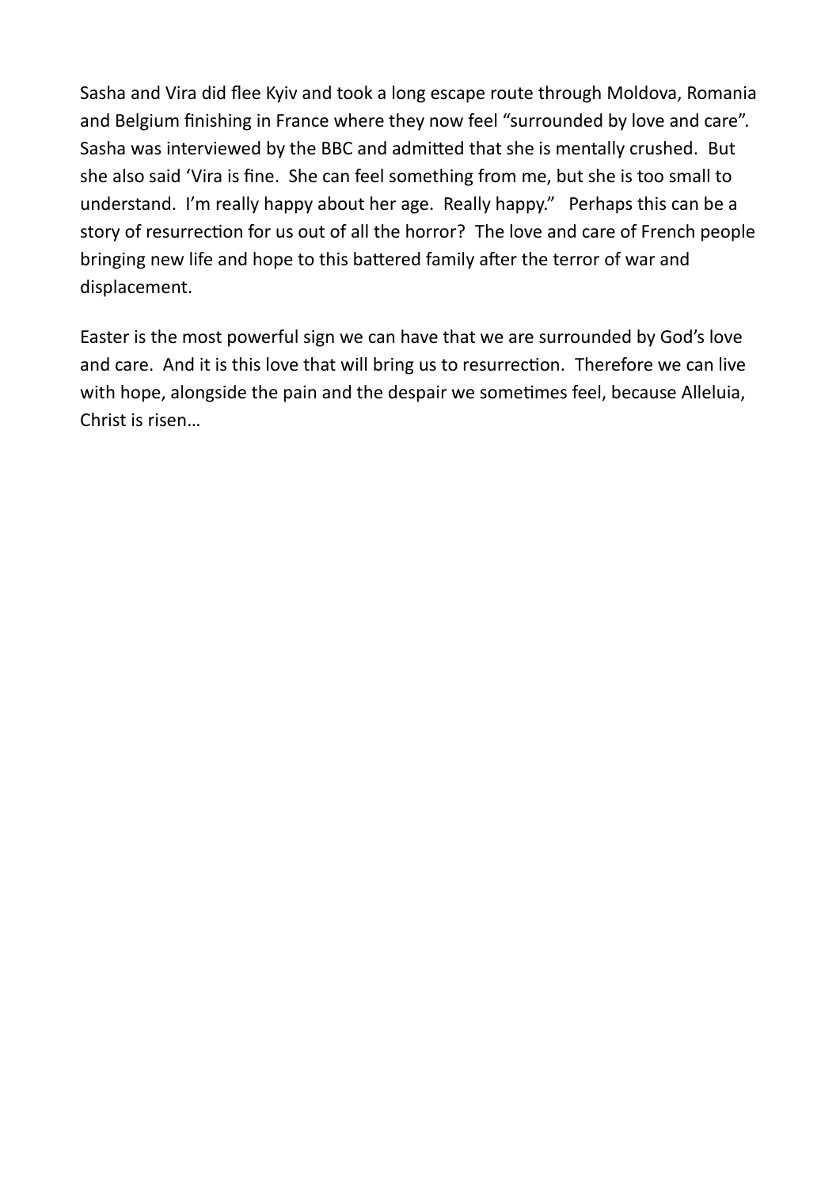Sasha and Vira did flee Kyiv and took a long escape route through Moldova, Romania and Belgium finishing in France where they now feel “surrounded by love and care”. Sasha was interviewed by the BBC and admitted that she is mentally crushed. But she also said ‘Vira is fine. She can feel something from me, but she is too small to understand. I’m really happy about her age. Really happy.” Perhaps this can be a story of resurrection for us out of all the horror? The love and care of French people bringing new life and hope to this battered family after the terror of war and displacement.

Easter is the most powerful sign we can have that we are surrounded by God’s love and care. And it is this love that will bring us to resurrection. Therefore we can live with hope, alongside the pain and the despair we sometimes feel, because Alleluia, Christ is risen…